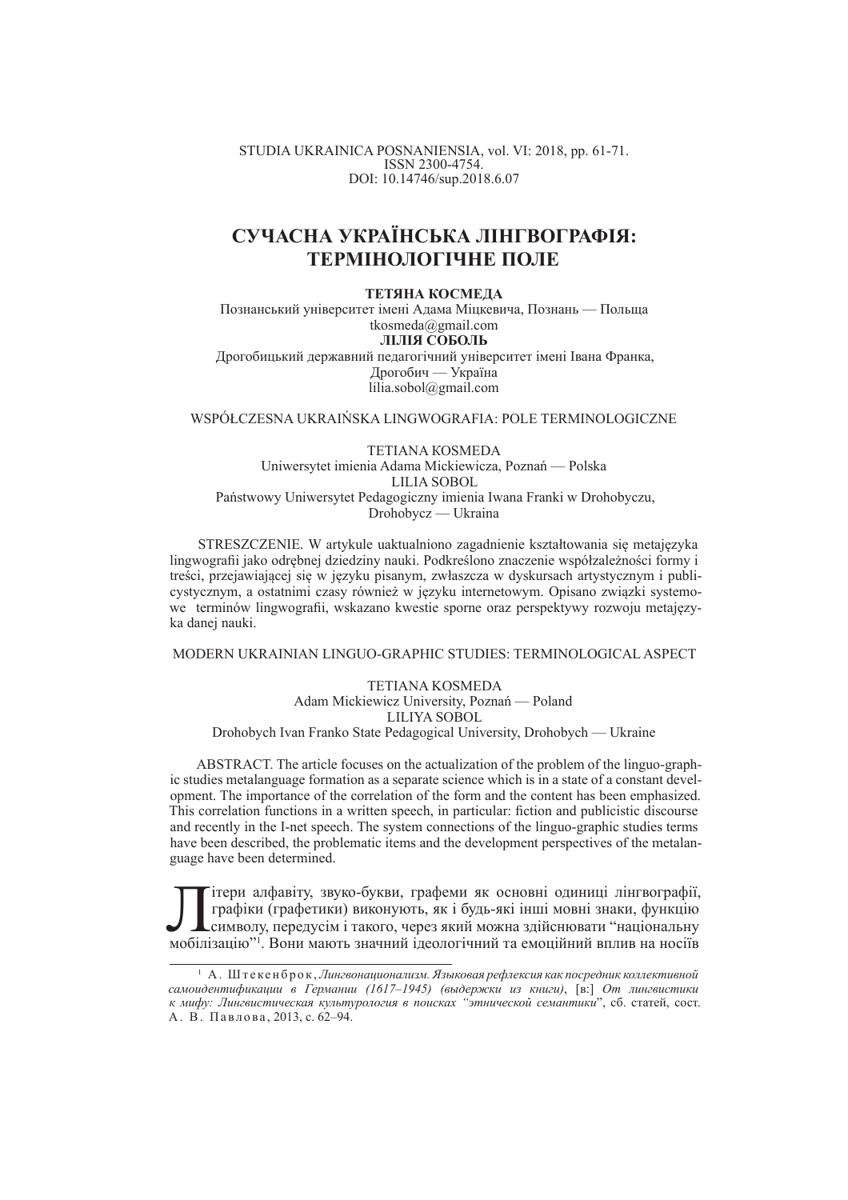STUDIA UKRAINICA POSNANIENSIA, vol. VI: 2018, pp. 61-71.
ISSN 2300-4754.
DOI: 10.14746/sup.2018.6.07

# СУЧАСНА УКРАЇНСЬКА ЛІНГВОГРАФІЯ: ТЕРМІНОЛОГІЧНЕ ПОЛЕ

**ТЕТЯНА КОСМЕДА**
Познанський університет імені Адама Міцкевича, Познань — Польща
tkosmeda@gmail.com
**ЛІЛІЯ СОБОЛЬ**
Дрогобицький державний педагогічний університет імені Івана Франка, Дрогобич — Україна
lilia.sobol@gmail.com

WSPÓŁCZESNA UKRAIŃSKA LINGWOGRAFIA: POLE TERMINOLOGICZNE

TETIANA KOSMEDA
Uniwersytet imienia Adama Mickiewicza, Poznań — Polska
LILIA SOBOL
Państwowy Uniwersytet Pedagogiczny imienia Iwana Franki w Drohobyczu, Drohobycz — Ukraina

STRESZCZENIE. W artykule uaktualniono zagadnienie kształtowania się metajęzyka lingwografii jako odrębnej dziedziny nauki. Podkreślono znaczenie współzależności formy i treści, przejawiającej się w języku pisanym, zwłaszcza w dyskursach artystycznym i publicystycznym, a ostatnimi czasy również w języku internetowym. Opisano związki systemowe terminów lingwografii, wskazano kwestie sporne oraz perspektywy rozwoju metajęzyka danej nauki.

MODERN UKRAINIAN LINGUO-GRAPHIC STUDIES: TERMINOLOGICAL ASPECT

TETIANA KOSMEDA
Adam Mickiewicz University, Poznań — Poland
LILIYA SOBOL
Drohobych Ivan Franko State Pedagogical University, Drohobych — Ukraine

ABSTRACT. The article focuses on the actualization of the problem of the linguo-graphic studies metalanguage formation as a separate science which is in a state of a constant development. The importance of the correlation of the form and the content has been emphasized. This correlation functions in a written speech, in particular: fiction and publicistic discourse and recently in the I-net speech. The system connections of the linguo-graphic studies terms have been described, the problematic items and the development perspectives of the metalanguage have been determined.

Літери алфавіту, звуко-букви, графеми як основні одиниці лінгвографії, графіки (графетики) виконують, як і будь-які інші мовні знаки, функцію символу, передусім і такого, через який можна здійснювати "національну мобілізацію"[1]. Вони мають значний ідеологічний та емоційний вплив на носіїв

[1] А. Штекенброк, *Лингвонационализм. Языковая рефлексия как посредник коллективной самоидентификации в Германии (1617–1945) (выдержки из книги)*, [в:] *От лингвистики к мифу: Лингвистическая культурология в поисках "этнической семантики"*, сб. статей, сост. А. В. Павлова, 2013, с. 62–94.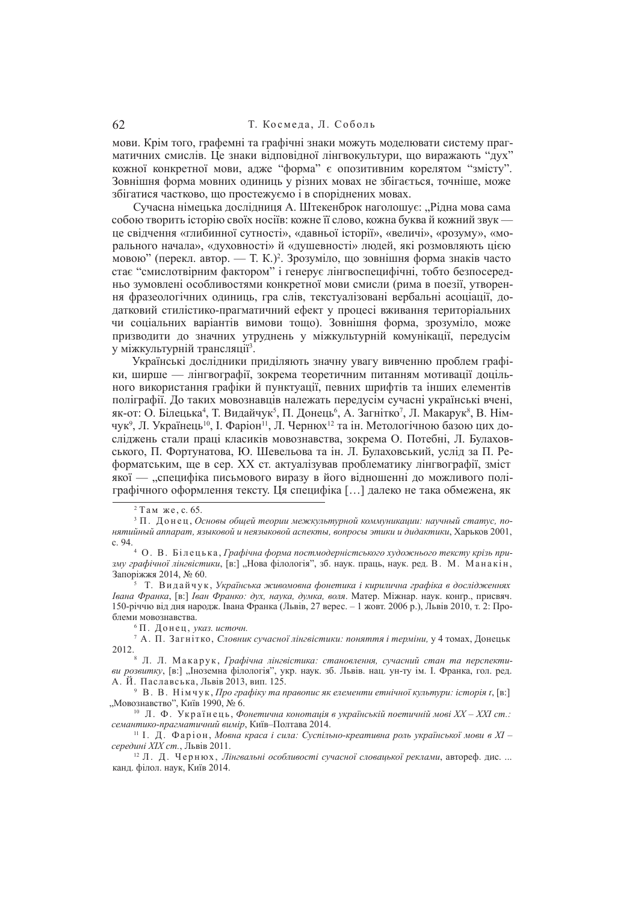мови. Крім того, графемні та графічні знаки можуть моделювати систему прагматичних смислів. Це знаки відповідної лінгвокультури, що виражають "дух" кожної конкретної мови, адже "форма" є опозитивним корелятом "змісту". Зовнішня форма мовних одиниць у різних мовах не збігається, точніше, може збігатися частково, що простежуємо і в споріднених мовах.

Сучасна німецька дослідниця А. Штекенброк наголошує: „Рідна мова сама собою творить історію своїх носіїв: кожне її слово, кожна буква й кожний звук — це свідчення «глибинної сутності», «давньої історії», «величі», «розуму», «морального начала», «духовності» й «душевності» людей, які розмовляють цією мовою" (перекл. автор. — Т. К.)[2]. Зрозуміло, що зовнішня форма знаків часто стає "смислотвірним фактором" і генерує лінгвоспецифічні, тобто безпосередньо зумовлені особливостями конкретної мови смисли (рима в поезії, утворення фразеологічних одиниць, гра слів, текстуалізовані вербальні асоціації, додатковий стилістико-прагматичний ефект у процесі вживання територіальних чи соціальних варіантів вимови тощо). Зовнішня форма, зрозуміло, може призводити до значних утруднень у міжкультурній комунікації, передусім у міжкультурній трансляції[3].

Українські дослідники приділяють значну увагу вивченню проблем графіки, ширше — лінгвографії, зокрема теоретичним питанням мотивації доцільного використання графіки й пунктуації, певних шрифтів та інших елементів поліграфії. До таких мовознавців належать передусім сучасні українські вчені, як-от: О. Білецька[4], Т. Видайчук[5], П. Донець[6], А. Загнітко[7], Л. Макарук[8], В. Німчук[9], Л. Українець[10], І. Фаріон[11], Л. Чернюх[12] та ін. Метологічною базою цих досліджень стали праці класиків мовознавства, зокрема О. Потебні, Л. Булаховського, П. Фортунатова, Ю. Шевельова та ін. Л. Булаховський, услід за П. Реформатським, ще в сер. ХХ ст. актуалізував проблематику лінгвографії, зміст якої — „специфіка письмового виразу в його відношенні до можливого поліграфічного оформлення тексту. Ця специфіка […] далеко не така обмежена, як

---

[2] Там же, с. 65.

[3] П. Донец, *Основы общей теории межкультурной коммуникации: научный статус, понятийный аппарат, языковой и неязыковой аспекты, вопросы этики и дидактики*, Харьков 2001, с. 94.

[4] О. В. Білецька, *Графічна форма постмодерністського художнього тексту крізь призму графічної лінгвістики*, [в:] „Нова філологія", зб. наук. праць, наук. ред. В. М. Манакін, Запоріжжя 2014, № 60.

[5] Т. Видайчук, *Українська живомовна фонетика і кирилична графіка в дослідженнях Івана Франка*, [в:] *Іван Франко: дух, наука, думка, воля*. Матер. Міжнар. наук. конгр., присвяч. 150-річчю від дня народж. Івана Франка (Львів, 27 верес. – 1 жовт. 2006 р.), Львів 2010, т. 2: Проблеми мовознавства.

[6] П. Донець, *указ. источн.*

[7] А. П. Загнітко, *Словник сучасної лінгвістики: поняття і терміни,* у 4 томах, Донецьк 2012.

[8] Л. Л. Макарук, *Графічна лінгвістика: становлення, сучасний стан та перспективи розвитку*, [в:] „Іноземна філологія", укр. наук. зб. Львів. нац. ун-ту ім. І. Франка, гол. ред. А. Й. Паславська, Львів 2013, вип. 125.

[9] В. В. Німчук, *Про графіку та правопис як елементи етнічної культури: історія ґ*, [в:] „Мовознавство", Київ 1990, № 6.

[10] Л. Ф. Українець, *Фонетична конотація в українській поетичній мові XX – XXI ст.: семантико-прагматичний вимір*, Київ–Полтава 2014.

[11] І. Д. Фаріон, *Мовна краса і сила: Суспільно-креативна роль української мови в XI – середині XIX ст.*, Львів 2011.

[12] Л. Д. Чернюх, *Лінгвальні особливості сучасної словацької реклами*, автореф. дис. ... канд. філол. наук, Київ 2014.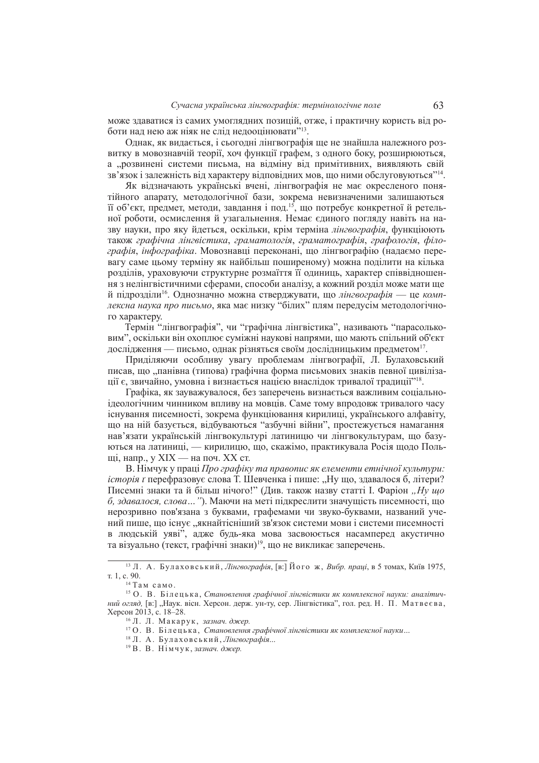може здаватися із самих умоглядних позицій, отже, і практичну користь від роботи над нею аж ніяк не слід недооцінювати"[13].

Однак, як видається, і сьогодні лінгвографія ще не знайшла належного розвитку в мовознавчій теорії, хоч функції графем, з одного боку, розширюються, а „розвинені системи письма, на відміну від примітивних, виявляють свій зв'язок і залежність від характеру відповідних мов, що ними обслуговуються"[14].

Як відзначають українські вчені, лінгвографія не має окресленого понятійного апарату, методологічної бази, зокрема невизначеними залишаються її об'єкт, предмет, методи, завдання і под.[15], що потребує конкретної й ретельної роботи, осмислення й узагальнення. Немає єдиного погляду навіть на назву науки, про яку йдеться, оскільки, крім терміна *лінгвографія*, функціюють також *графічна лінгвістика*, *граматологія*, *граматографія*, *графологія*, *філографія*, *інфографіка*. Мовознавці переконані, що лінгвографію (надаємо перевагу саме цьому терміну як найбільш поширеному) можна поділити на кілька розділів, ураховуючи структурне розмаїття її одиниць, характер співвідношення з нелінгвістичними сферами, способи аналізу, а кожний розділ може мати ще й підрозділи[16]. Однозначно можна стверджувати, що *лінгвографія* — це *комплексна наука про письмо*, яка має низку "білих" плям передусім методологічного характеру.

Термін "лінгвографія", чи "графічна лінгвістика", називають "парасольковим", оскільки він охоплює суміжні наукові напрями, що мають спільний об'єкт дослідження — письмо, однак різняться своїм дослідницьким предметом[17].

Приділяючи особливу увагу проблемам лінгвографії, Л. Булаховський писав, що „панівна (типова) графічна форма письмових знаків певної цивілізації є, звичайно, умовна і визнається нацією внаслідок тривалої традиції"[18].

Графіка, як зауважувалося, без заперечень визнається важливим соціально-ідеологічним чинником впливу на мовців. Саме тому впродовж тривалого часу існування писемності, зокрема функціювання кирилиці, українського алфавіту, що на ній базується, відбуваються "азбучні війни", простежується намагання нав'язати українській лінгвокультурі латиницю чи лінгвокультурам, що базуються на латиниці, — кирилицю, що, скажімо, практикувала Росія щодо Польщі, напр., у XIX — на поч. XX ст.

В. Німчук у праці *Про графіку та правопис як елементи етнічної культури: історія ґ* перефразовує слова Т. Шевченка і пише: „Ну що, здавалося б, літери? Писемні знаки та й більш нічого!" (Див. також назву статті І. Фаріон *„Ну що б, здавалося, слова…"*). Маючи на меті підкреслити значущість писемності, що нерозривно пов'язана з буквами, графемами чи звуко-буквами, названий учений пише, що існує „якнайтісніший зв'язок системи мови і системи писемності в людській уяві", адже будь-яка мова засвоюється насамперед акустично та візуально (текст, графічні знаки)[19], що не викликає заперечень.

---

[13] Л. А. Булаховський, *Лінгвографія*, [в:] Його ж, *Вибр. праці*, в 5 томах, Київ 1975, т. 1, с. 90.

[14] Там само.

[15] О. В. Білецька, *Становлення графічної лінгвістики як комплексної науки: аналітичний огляд,* [в:] „Наук. вісн. Херсон. держ. ун-ту, сер. Лінгвістика", гол. ред. Н. П. Матвеєва, Херсон 2013, с. 18–28.

[16] Л. Л. Макарук, *зазнач. джер.*

[17] О. В. Білецька, *Становлення графічної лінгвістики як комплексної науки…*

[18] Л. А. Булаховський, *Лінгвографія…*

[19] В. В. Німчук, *зазнач. джер.*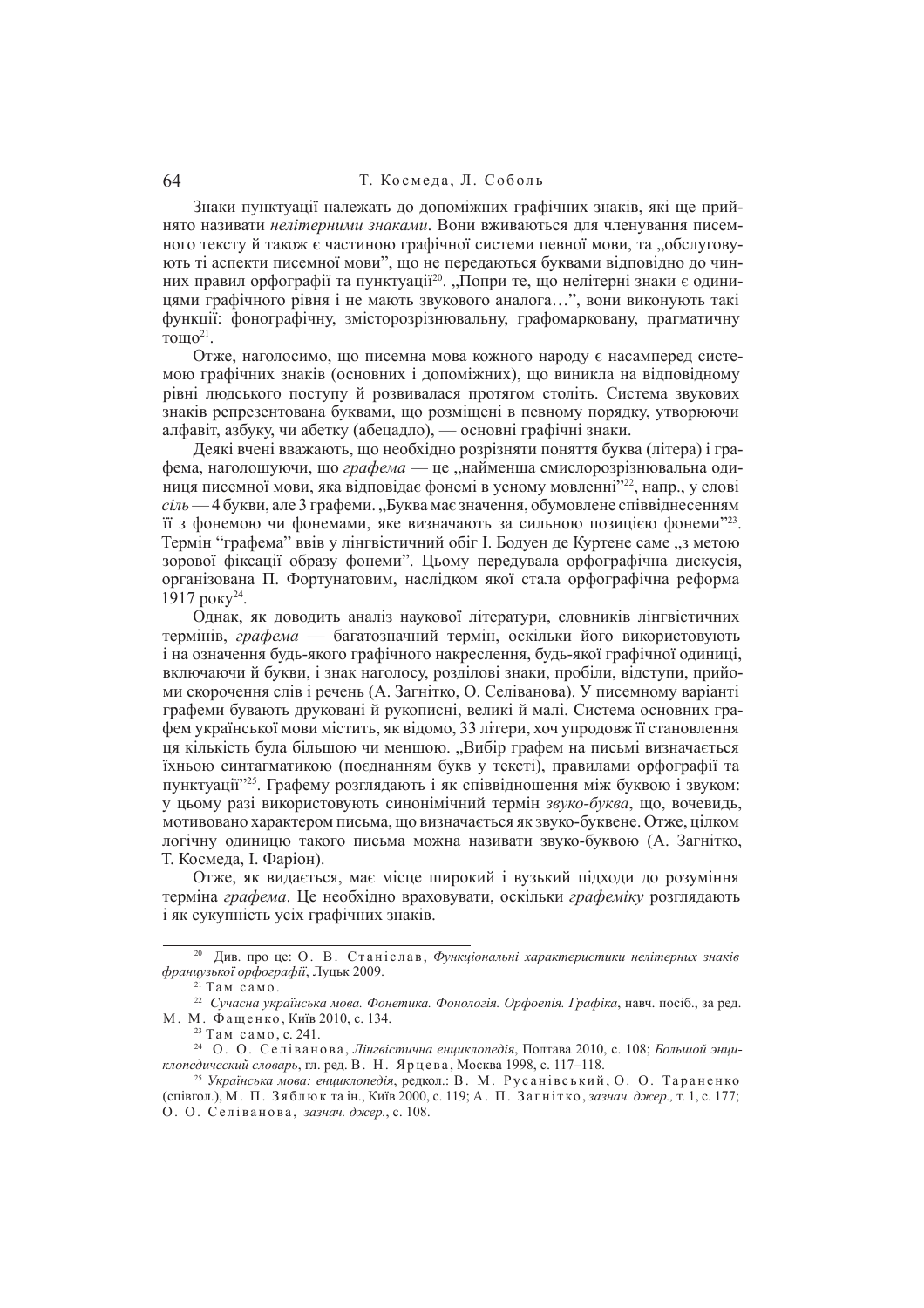Знаки пунктуації належать до допоміжних графічних знаків, які ще прийнято називати *нелітерними знаками*. Вони вживаються для членування писемного тексту й також є частиною графічної системи певної мови, та „обслуговують ті аспекти писемної мови", що не передаються буквами відповідно до чинних правил орфографії та пунктуації[20]. „Попри те, що нелітерні знаки є одиницями графічного рівня і не мають звукового аналога…", вони виконують такі функції: фонографічну, змісторозрізнювальну, графомарковану, прагматичну тощо[21].

Отже, наголосимо, що писемна мова кожного народу є насамперед системою графічних знаків (основних і допоміжних), що виникла на відповідному рівні людського поступу й розвивалася протягом століть. Система звукових знаків репрезентована буквами, що розміщені в певному порядку, утворюючи алфавіт, азбуку, чи абетку (абецадло), — основні графічні знаки.

Деякі вчені вважають, що необхідно розрізняти поняття буква (літера) і графема, наголошуючи, що *графема* — це „найменша смислорозрізнювальна одиниця писемної мови, яка відповідає фонемі в усному мовленні"[22], напр., у слові *сіль* — 4 букви, але 3 графеми. „Буква має значення, обумовлене співвіднесенням її з фонемою чи фонемами, яке визначають за сильною позицією фонеми"[23]. Термін "графема" ввів у лінгвістичний обіг І. Бодуен де Куртене саме „з метою зорової фіксації образу фонеми". Цьому передувала орфографічна дискусія, організована П. Фортунатовим, наслідком якої стала орфографічна реформа 1917 року[24].

Однак, як доводить аналіз наукової літератури, словників лінгвістичних термінів, *графема* — багатозначний термін, оскільки його використовують і на означення будь-якого графічного накреслення, будь-якої графічної одиниці, включаючи й букви, і знак наголосу, розділові знаки, пробіли, відступи, прийоми скорочення слів і речень (А. Загнітко, О. Селіванова). У писемному варіанті графеми бувають друковані й рукописні, великі й малі. Система основних графем української мови містить, як відомо, 33 літери, хоч упродовж її становлення ця кількість була більшою чи меншою. „Вибір графем на письмі визначається їхньою синтагматикою (поєднанням букв у тексті), правилами орфографії та пунктуації"[25]. Графему розглядають і як співвідношення між буквою і звуком: у цьому разі використовують синонімічний термін *звуко-буква*, що, вочевидь, мотивовано характером письма, що визначається як звуко-буквене. Отже, цілком логічну одиницю такого письма можна називати звуко-буквою (А. Загнітко, Т. Космеда, І. Фаріон).

Отже, як видається, має місце широкий і вузький підходи до розуміння терміна *графема*. Це необхідно враховувати, оскільки *графеміку* розглядають і як сукупність усіх графічних знаків.

---

[20] Див. про це: О. В. Станіслав, *Функціональні характеристики нелітерних знаків французької орфографії*, Луцьк 2009.

[21] Там само.

[22] *Сучасна українська мова. Фонетика. Фонологія. Орфоепія. Графіка*, навч. посіб., за ред. М. М. Фащенко, Київ 2010, с. 134.

[23] Там само, с. 241.

[24] О. О. Селіванова, *Лінгвістична енциклопедія*, Полтава 2010, с. 108; *Большой энциклопедический словарь*, гл. ред. В. Н. Ярцева, Москва 1998, с. 117–118.

[25] *Українська мова: енциклопедія*, редкол.: В. М. Русанівський, О. О. Тараненко (співгол.), М. П. Зяблюк та ін., Київ 2000, с. 119; А. П. Загнітко, *зазнач. джер.*, т. 1, с. 177; О. О. Селіванова, *зазнач. джер.*, с. 108.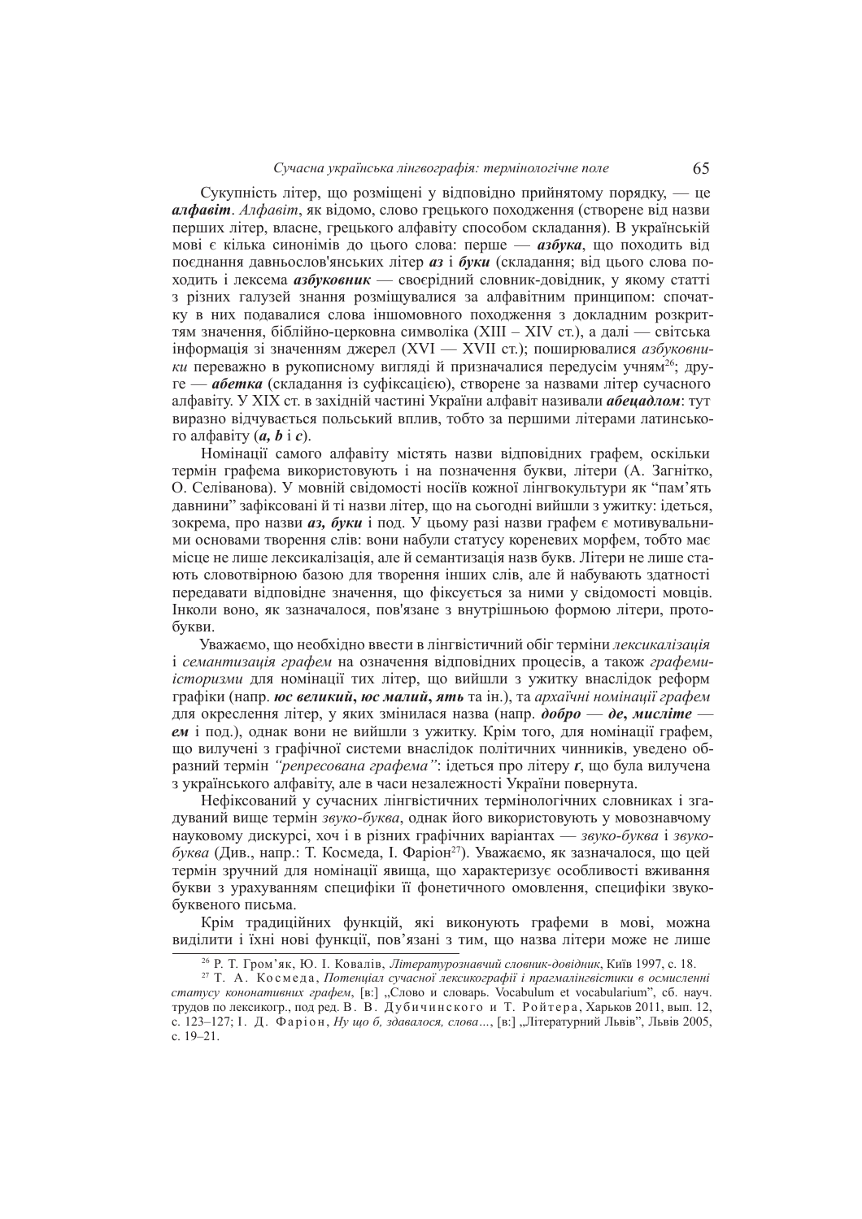Сукупність літер, що розміщені у відповідно прийнятому порядку, — це ***алфавіт***. *Алфавіт*, як відомо, слово грецького походження (створене від назви перших літер, власне, грецького алфавіту способом складання). В українській мові є кілька синонімів до цього слова: перше — ***азбука***, що походить від поєднання давньослов'янських літер ***аз*** і ***буки*** (складання; від цього слова походить і лексема ***азбуковник*** — своєрідний словник-довідник, у якому статті з різних галузей знання розміщувалися за алфавітним принципом: спочатку в них подавалися слова іншомовного походження з докладним розкриттям значення, біблійно-церковна символіка (XIII – XIV ст.), а далі — світська інформація зі значенням джерел (XVI — XVII ст.); поширювалися *азбуковники* переважно в рукописному вигляді й призначалися передусім учням[26]; друге — ***абетка*** (складання із суфіксацією), створене за назвами літер сучасного алфавіту. У XIX ст. в західній частині України алфавіт називали ***абецадлом***: тут виразно відчувається польський вплив, тобто за першими літерами латинського алфавіту (***a, b*** і ***c***).

Номінації самого алфавіту містять назви відповідних графем, оскільки термін графема використовують і на позначення букви, літери (А. Загнітко, О. Селіванова). У мовній свідомості носіїв кожної лінгвокультури як "пам'ять давнини" зафіксовані й ті назви літер, що на сьогодні вийшли з ужитку: ідеться, зокрема, про назви ***аз, буки*** і под. У цьому разі назви графем є мотивувальними основами творення слів: вони набули статусу кореневих морфем, тобто має місце не лише лексикалізація, але й семантизація назв букв. Літери не лише стають словотвірною базою для творення інших слів, але й набувають здатності передавати відповідне значення, що фіксується за ними у свідомості мовців. Інколи воно, як зазначалося, пов'язане з внутрішньою формою літери, протобукви.

Уважаємо, що необхідно ввести в лінгвістичний обіг терміни *лексикалізація* і *семантизація графем* на означення відповідних процесів, а також *графеми-історизми* для номінації тих літер, що вийшли з ужитку внаслідок реформ графіки (напр. ***юс великий, юс малий, ять*** та ін.), та *архаїчні номінації графем* для окреслення літер, у яких змінилася назва (напр. ***добро*** — ***де, мисліте*** — ***ем*** і под.), однак вони не вийшли з ужитку. Крім того, для номінації графем, що вилучені з графічної системи внаслідок політичних чинників, уведено образний термін *"репресована графема"*: ідеться про літеру ***ґ***, що була вилучена з українського алфавіту, але в часи незалежності України повернута.

Нефіксований у сучасних лінгвістичних термінологічних словниках і згадуваний вище термін *звуко-буква*, однак його використовують у мовознавчому науковому дискурсі, хоч і в різних графічних варіантах — *звуко-буква* і *звукобуква* (Див., напр.: Т. Космеда, І. Фаріон[27]). Уважаємо, як зазначалося, що цей термін зручний для номінації явища, що характеризує особливості вживання букви з урахуванням специфіки її фонетичного омовлення, специфіки звукобуквеного письма.

Крім традиційних функцій, які виконують графеми в мові, можна виділити і їхні нові функції, пов'язані з тим, що назва літери може не лише

---

[26] Р. Т. Гром'як, Ю. І. Ковалів, *Літературознавчий словник-довідник*, Київ 1997, с. 18.

[27] Т. А. Космеда, *Потенціал сучасної лексикографії і прагмалінгвістики в осмисленні статусу кононативних графем*, [в:] „Слово и словарь. Vocabulum et vocabularium", сб. науч. трудов по лексикогр., под ред. В. В. Дубичинского и Т. Ройтера, Харьков 2011, вып. 12, с. 123–127; І. Д. Фаріон, *Ну що б, здавалося, слова...*, [в:] „Літературний Львів", Львів 2005, с. 19–21.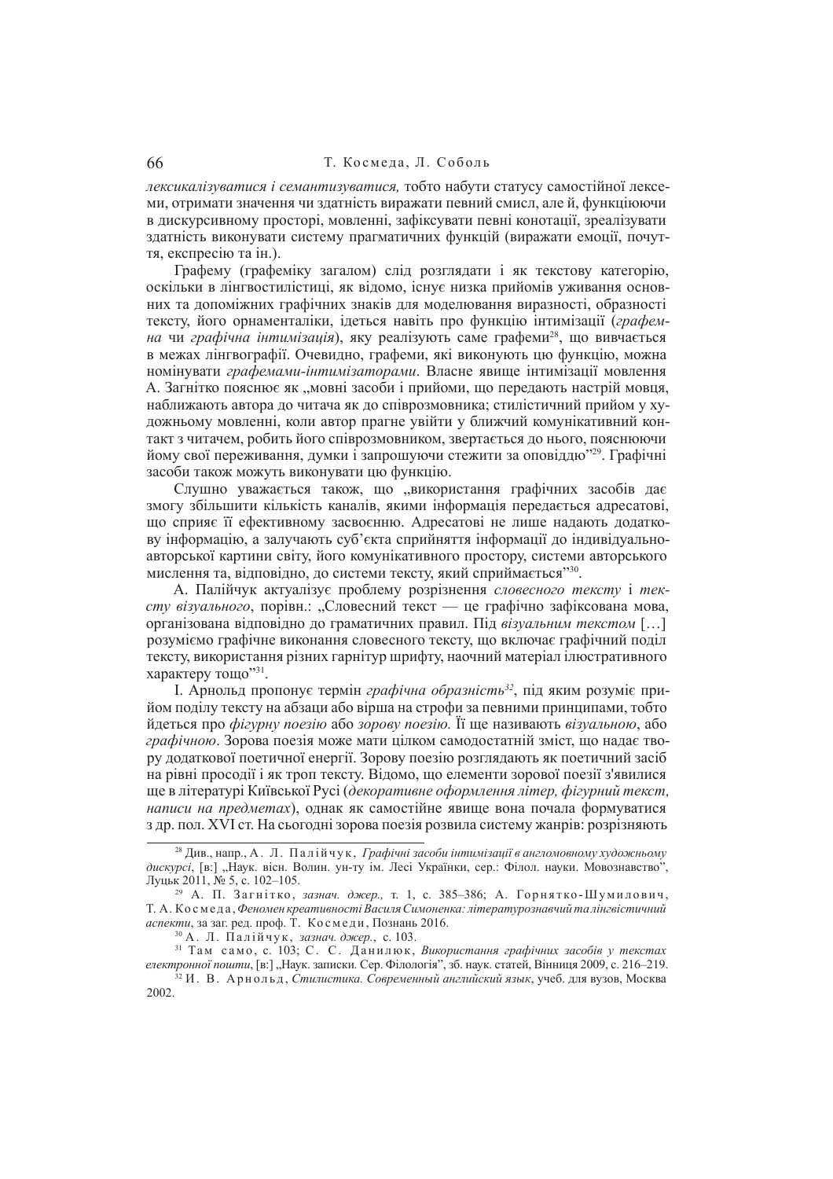*лексикалізуватися і семантизуватися,* тобто набути статусу самостійної лексеми, отримати значення чи здатність виражати певний смисл, але й, функціюючи в дискурсивному просторі, мовленні, зафіксувати певні конотації, зреалізувати здатність виконувати систему прагматичних функцій (виражати емоції, почуття, експресію та ін.).

Графему (графеміку загалом) слід розглядати і як текстову категорію, оскільки в лінгвостилістиці, як відомо, існує низка прийомів уживання основних та допоміжних графічних знаків для моделювання виразності, образності тексту, його орнаменталіки, ідеться навіть про функцію інтимізації (*графемна* чи *графічна інтимізація*), яку реалізують саме графеми[28], що вивчається в межах лінгвографії. Очевидно, графеми, які виконують цю функцію, можна номінувати *графемами-інтимізаторами*. Власне явище інтимізації мовлення А. Загнітко пояснює як „мовні засоби і прийоми, що передають настрій мовця, наближають автора до читача як до співрозмовника; стилістичний прийом у художньому мовленні, коли автор прагне увійти у ближчий комунікативний контакт з читачем, робить його співрозмовником, звертається до нього, пояснюючи йому свої переживання, думки і запрошуючи стежити за оповіддю"[29]. Графічні засоби також можуть виконувати цю функцію.

Слушно уважається також, що „використання графічних засобів дає змогу збільшити кількість каналів, якими інформація передається адресатові, що сприяє її ефективному засвоєнню. Адресатові не лише надають додаткову інформацію, а залучають суб'єкта сприйняття інформації до індивідуально-авторської картини світу, його комунікативного простору, системи авторського мислення та, відповідно, до системи тексту, який сприймається"[30].

А. Палійчук актуалізує проблему розрізнення *словесного тексту* і *тексту візуального*, порівн.: „Словесний текст — це графічно зафіксована мова, організована відповідно до граматичних правил. Під *візуальним текстом* […] розуміємо графічне виконання словесного тексту, що включає графічний поділ тексту, використання різних гарнітур шрифту, наочний матеріал ілюстративного характеру тощо"[31].

І. Арнольд пропонує термін *графічна образність*[32], під яким розуміє прийом поділу тексту на абзаци або вірша на строфи за певними принципами, тобто йдеться про *фігурну поезію* або *зорову поезію.* Її ще називають *візуальною*, або *графічною*. Зорова поезія може мати цілком самодостатній зміст, що надає твору додаткової поетичної енергії. Зорову поезію розглядають як поетичний засіб на рівні просодії і як троп тексту. Відомо, що елементи зорової поезії з'явилися ще в літературі Київської Русі (*декоративне оформлення літер, фігурний текст, написи на предметах*), однак як самостійне явище вона почала формуватися з др. пол. XVI ст. На сьогодні зорова поезія розвила систему жанрів: розрізняють

---

[28] Див., напр., А. Л. Палійчук, *Графічні засоби інтимізації в англомовному художньому дискурсі*, [в:] „Наук. вісн. Волин. ун-ту ім. Лесі Українки, сер.: Філол. науки. Мовознавство", Луцьк 2011, № 5, с. 102–105.

[29] А. П. Загнітко, *зазнач. джер.,* т. 1, с. 385–386; А. Горнятко-Шумилович, Т. А. Космеда, *Феномен креативності Василя Симоненка: літературознавчий та лінгвістичний аспекти*, за заг. ред. проф. Т. Космеди, Познань 2016.

[30] А. Л. Палійчук, *зазнач. джер.*, с. 103.

[31] Там само, с. 103; С. С. Данилюк, *Використання графічних засобів у текстах електронної пошти*, [в:] „Наук. записки. Сер. Філологія", зб. наук. статей, Вінниця 2009, с. 216–219.

[32] И. В. Арнольд, *Стилистика. Современный английский язык*, учеб. для вузов, Москва 2002.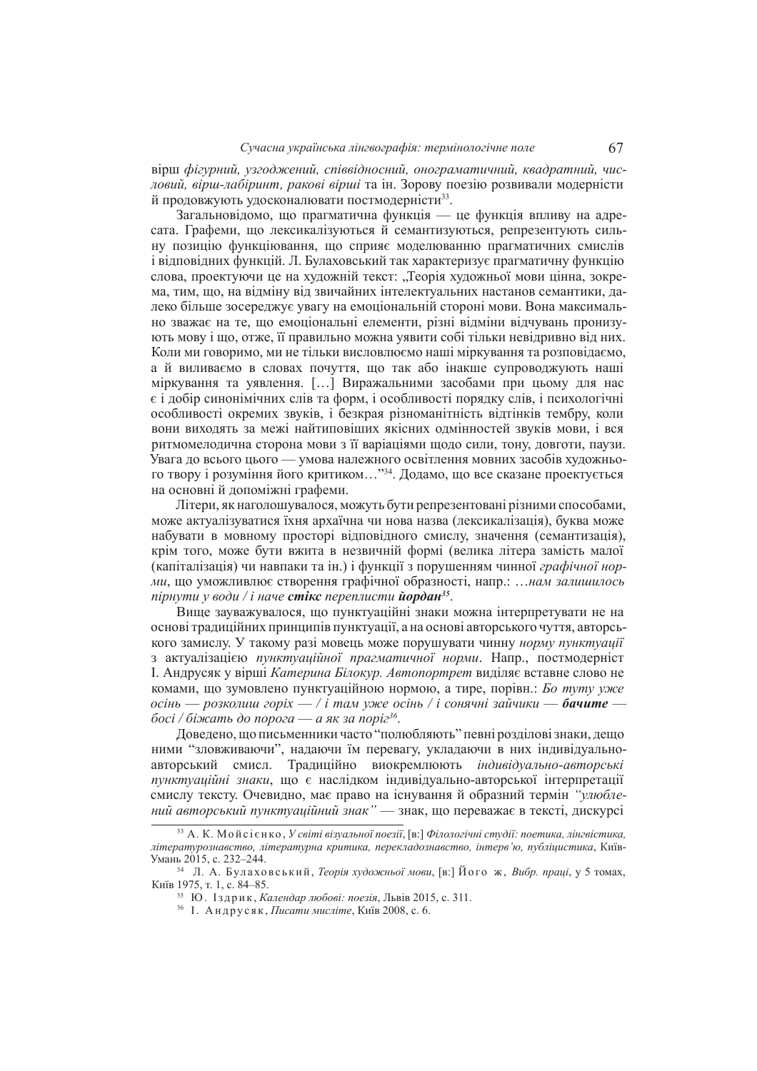вірш *фігурний, узгоджений, співвідносний, онограматичний, квадратний, числовий, вірш-лабіринт, ракові вірші* та ін. Зорову поезію розвивали модерністи й продовжують удосконалювати постмодерністи[33].

Загальновідомо, що прагматична функція — це функція впливу на адресата. Графеми, що лексикалізуються й семантизуються, репрезентують сильну позицію функціювання, що сприяє моделюванню прагматичних смислів і відповідних функцій. Л. Булаховський так характеризує прагматичну функцію слова, проектуючи це на художній текст: „Теорія художньої мови цінна, зокрема, тим, що, на відміну від звичайних інтелектуальних настанов семантики, далеко більше зосереджує увагу на емоціональній стороні мови. Вона максимально зважає на те, що емоціональні елементи, різні відміни відчувань пронизують мову і що, отже, її правильно можна уявити собі тільки невідривно від них. Коли ми говоримо, ми не тільки висловлюємо наші міркування та розповідаємо, а й виливаємо в словах почуття, що так або інакше супроводжують наші міркування та уявлення. […] Виражальними засобами при цьому для нас є і добір синонімічних слів та форм, і особливості порядку слів, і психологічні особливості окремих звуків, і безкрая різноманітність відтінків тембру, коли вони виходять за межі найтиповіших якісних одмінностей звуків мови, і вся ритмомелодична сторона мови з її варіаціями щодо сили, тону, довготи, паузи. Увага до всього цього — умова належного освітлення мовних засобів художнього твору і розуміння його критиком…"[34]. Додамо, що все сказане проектується на основні й допоміжні графеми.

Літери, як наголошувалося, можуть бути репрезентовані різними способами, може актуалізуватися їхня архаїчна чи нова назва (лексикалізація), буква може набувати в мовному просторі відповідного смислу, значення (семантизація), крім того, може бути вжита в незвичній формі (велика літера замість малої (капіталізація) чи навпаки та ін.) і функції з порушенням чинної *графічної норми*, що уможливлює створення графічної образності, напр.: *…нам залишилось пірнути у води / і наче* ***стікс*** *переплисти* ***йордан***[35].

Вище зауважувалося, що пунктуаційні знаки можна інтерпретувати не на основі традиційних принципів пунктуації, а на основі авторського чуття, авторського задуму. У такому разі мовець може порушувати чинну *норму пунктуації* з актуалізацією *пунктуаційної прагматичної норми*. Напр., постмодерніст І. Андрусяк у вірші *Катерина Білокур. Автопортрет* виділяє вставне слово не комами, що зумовлено пунктуаційною нормою, а тире, порівн.: *Бо туту уже осінь — розколиш горіх — / і там уже осінь / і сонячні зайчики —* ***бачите*** *— босі / біжать до порога — а як за поріг*[36].

Доведено, що письменники часто "полюбляють" певні розділові знаки, дещо ними "зловживаючи", надаючи їм перевагу, укладаючи в них індивідуально-авторський смисл. Традиційно виокремлюють *індивідуально-авторські пунктуаційні знаки*, що є наслідком індивідуально-авторської інтерпретації смислу тексту. Очевидно, має право на існування й образний термін *"улюблений авторський пунктуаційний знак"* — знак, що переважає в тексті, дискурсі

---

[33] А. К. Мойсієнко, *У світі візуальної поезії*, [в:] *Філологічні студії: поетика, лінгвістика, літературознавство, літературна критика, перекладознавство, інтерв'ю, публіцистика*, Київ-Умань 2015, с. 232–244.

[34] Л. А. Булаховський, *Теорія художньої мови*, [в:] Його ж, *Вибр. праці*, у 5 томах, Київ 1975, т. 1, с. 84–85.

[35] Ю. Іздрик, *Календар любові: поезія*, Львів 2015, с. 311.

[36] І. Андрусяк, *Писати мисліте*, Київ 2008, с. 6.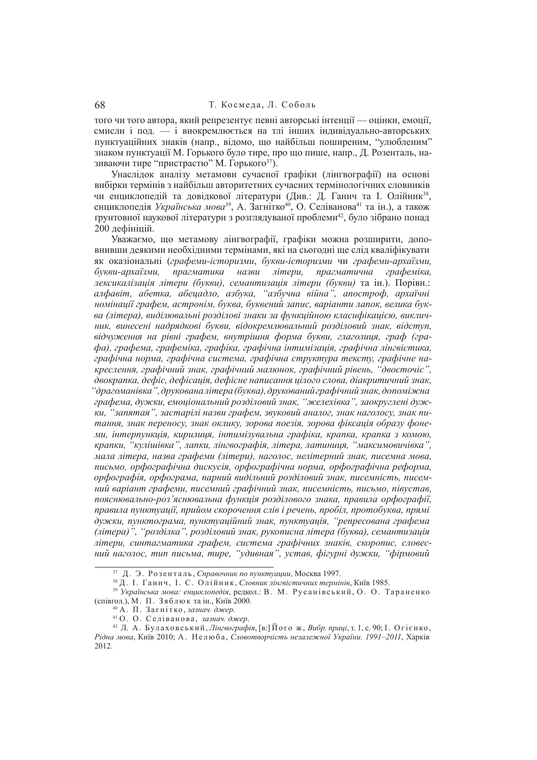того чи того автора, який репрезентує певні авторські інтенції — оцінки, емоції, смисли і под. — і виокремлюється на тлі інших індивідуально-авторських пунктуаційних знаків (напр., відомо, що найбільш поширеним, "улюбленим" знаком пунктуації М. Горького було тире, про що пише, напр., Д. Розенталь, називаючи тире "пристрастю" М. Горького[37]).

Унаслідок аналізу метамови сучасної графіки (лінгвографії) на основі вибірки термінів з найбільш авторитетних сучасних термінологічних словників чи енциклопедій та довідкової літератури (Див.: Д. Ганич та І. Олійник[38], енциклопедія *Українська мова*[39], А. Загнітко[40], О. Селіванова[41] та ін.), а також грунтовної наукової літератури з розглядуваної проблеми[42], було зібрано понад 200 дефініцій.

Уважаємо, що метамову лінгвографії, графіки можна розширити, доповнивши деякими необхідними термінами, які на сьогодні ще слід кваліфікувати як оказіональні (*графеми-історизми*, *букви-історизми* чи *графеми-архаїзми, букви-архаїзми, прагматика назви літери, прагматична графеміка, лексикалізація літери (букви), семантизація літери (букви)* та ін.). Порівн.: *алфавіт, абетка, абецадло, азбука, "азбучна війна", апостроф, архаїчні номінації графем, астронім, буква, буквений запис, варіанти лапок, велика буква (літера), виділювальні розділові знаки за функційною класифікацією, викличник, винесені надрядкові букви, відокремлювальний розділовий знак, відступ, відчуження на рівні графем, внутрішня форма букви, глаголиця, граф (графа), графема, графеміка, графіка, графічна інтимізація, графічна лінгвістика, графічна норма, графічна система, графічна структура тексту, графічне накреслення, графічний знак, графічний малюнок, графічний рівень, "двоєсточіє", двокрапка, дефіс, дефісація, дефісне написання цілого слова, діакритичний знак, "драгоманівка", друкована літера (буква), друкований графічний знак, допоміжна графема, дужки, емоціональний розділовий знак, "желехівка", заокруглені дужки, "запятая", застарілі назви графем, звуковий аналог, знак наголосу, знак питання, знак переносу, знак оклику, зорова поезія, зорова фіксація образу фонеми, інтерпункція, кирилиця, интимізувальна графіка, крапка, крапка з комою, крапки, "кулішівка", лапки, лінгвографія, літера, латиниця, "максимовичівка", мала літера, назва графеми (літери), наголос, нелітерний знак, писемна мова, письмо, орфографічна дискусія, орфографічна норма, орфографічна реформа, орфографія, орфограма, парний видільний розділовий знак, писемність, писемний варіант графеми, писемний графічний знак, писемність, письмо, півустав, пояснювально-роз'яснювальна функція розділового знака, правила орфографії, правила пунктуації, прийом скорочення слів і речень, пробіл, протобуква, прямі дужки, пунктограма, пунктуаційний знак, пунктуація, "репресована графема (літера)", "розділка", розділовий знак, рукописна літера (буква), семантизація літери, синтагматика графем, система графічних знаків, скоропис, словесний наголос, тип письма, тире, "удивная", устав, фігурні дужки, "фірмовий*

---

[37] Д. Э. Розенталь, *Справочник по пунктуации*, Москва 1997.

[38] Д. І. Ганич, І. С. Олійник, *Словник лінгвістичних термінів*, Київ 1985.

[39] *Українська мова: енциклопедія*, редкол.: В. М. Русанівський, О. О. Тараненко (співгол.), М. П. Зяблюк та ін., Київ 2000.

[40] А. П. Загнітко, *зазнач. джер.*

[41] О. О. Селіванова, *зазнач. джер.*

[42] Л. А. Булаховський, *Лінгвографія*, [в:] Його ж, *Вибр. праці*, т. 1, с. 90; І. Огієнко, *Рідна мова*, Київ 2010; А. Нелюба, *Словотворчість незалежної України. 1991–2011*, Харків 2012.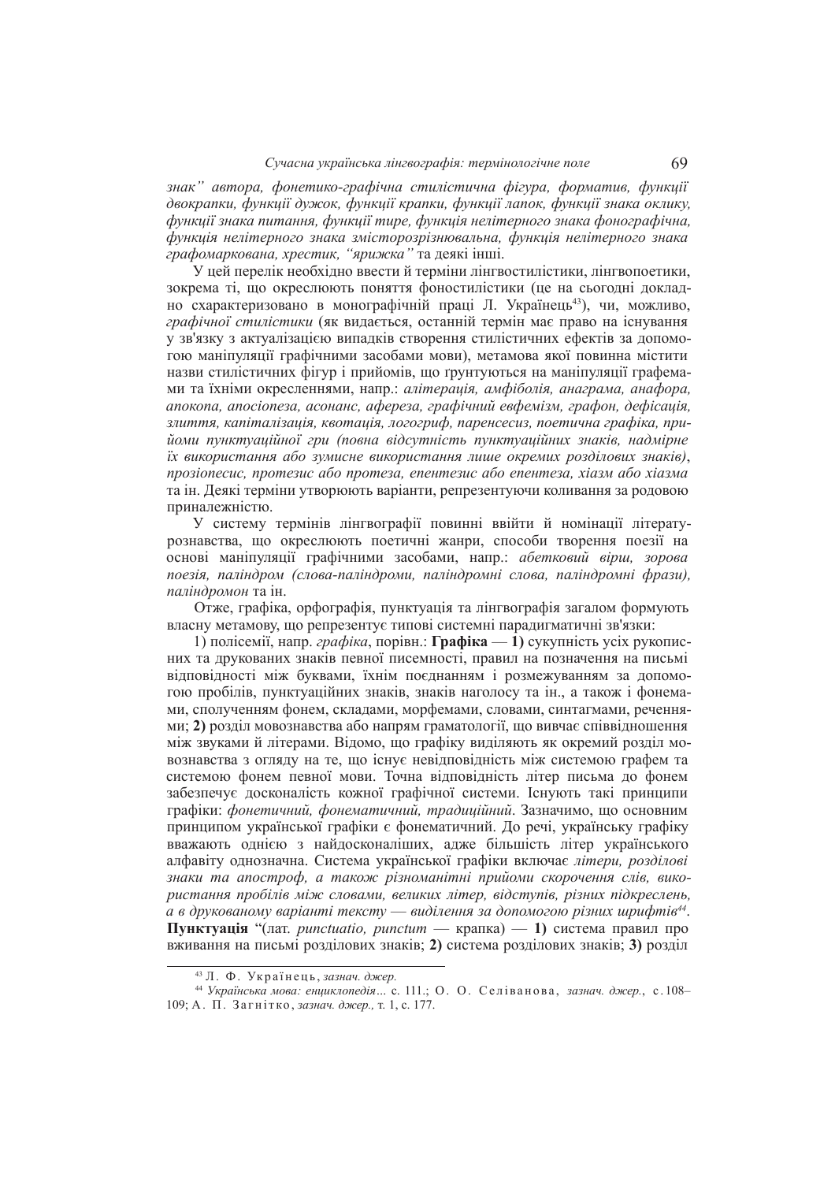*знак" автора, фонетико-графічна стилістична фігура, форматив, функції двокрапки, функції дужок, функції крапки, функції лапок, функції знака оклику, функції знака питання, функції тире, функція нелітерного знака фонографічна, функція нелітерного знака змісторозрізнювальна, функція нелітерного знака графомаркована, хрестик, "яришка"* та деякі інші.

У цей перелік необхідно ввести й терміни лінгвостилістики, лінгвопоетики, зокрема ті, що окреслюють поняття фоностилістики (це на сьогодні докладно схарактеризовано в монографічній праці Л. Українець[43]), чи, можливо, *графічної стилістики* (як видається, останній термін має право на існування у зв'язку з актуалізацією випадків створення стилістичних ефектів за допомогою маніпуляції графічними засобами мови), метамова якої повинна містити назви стилістичних фігур і прийомів, що ґрунтуються на маніпуляції графемами та їхніми окресленнями, напр.: *алітерація, амфіболія, анаграма, анафора, апокопа, апосіопеза, асонанс, афереза, графічний евфемізм, графон, дефісація, злиття, капіталізація, квотація, логогриф, паренсесиз, поетична графіка, прийоми пунктуаційної гри (повна відсутність пунктуаційних знаків, надмірне їх використання або зумисне використання лише окремих розділових знаків), прозіопесис, протезис або протеза, епентезис або епентеза, хіазм або хіазма* та ін. Деякі терміни утворюють варіанти, репрезентуючи коливання за родовою приналежністю.

У систему термінів лінгвографії повинні ввійти й номінації літературознавства, що окреслюють поетичні жанри, способи творення поезії на основі маніпуляції графічними засобами, напр.: *абетковий вірш, зорова поезія, паліндром (слова-паліндроми, паліндромні слова, паліндромні фрази), паліндромон* та ін.

Отже, графіка, орфографія, пунктуація та лінгвографія загалом формують власну метамову, що репрезентує типові системні парадигматичні зв'язки:

1) полісемії, напр. *графіка*, порівн.: **Графіка** — **1)** сукупність усіх рукописних та друкованих знаків певної писемності, правил на позначення на письмі відповідності між буквами, їхнім поєднанням і розмежуванням за допомогою пробілів, пунктуаційних знаків, знаків наголосу та ін., а також і фонемами, сполученням фонем, складами, морфемами, словами, синтагмами, реченнями; **2)** розділ мовознавства або напрям граматології, що вивчає співвідношення між звуками й літерами. Відомо, що графіку виділяють як окремий розділ мовознавства з огляду на те, що існує невідповідність між системою графем та системою фонем певної мови. Точна відповідність літер письма до фонем забезпечує досконалість кожної графічної системи. Існують такі принципи графіки: *фонетичний, фонематичний, традиційний*. Зазначимо, що основним принципом української графіки є фонематичний. До речі, українську графіку вважають однією з найдосконаліших, адже більшість літер українського алфавіту однозначна. Система української графіки включає *літери, розділові знаки та апостроф, а також різноманітні прийоми скорочення слів, використання пробілів між словами, великих літер, відступів, різних підкреслень, а в друкованому варіанті тексту — виділення за допомогою різних шрифтів*[44].
**Пунктуація** "(лат. *punctuatio, punctum* — крапка) — **1)** система правил про вживання на письмі розділових знаків; **2)** система розділових знаків; **3)** розділ

---

[43] Л. Ф. Українець, *зазнач. джер.*

[44] *Українська мова: енциклопедія...* с. 111.; О. О. Селіванова, *зазнач. джер.*, с. 108–109; А. П. Загнітко, *зазнач. джер.*, т. 1, с. 177.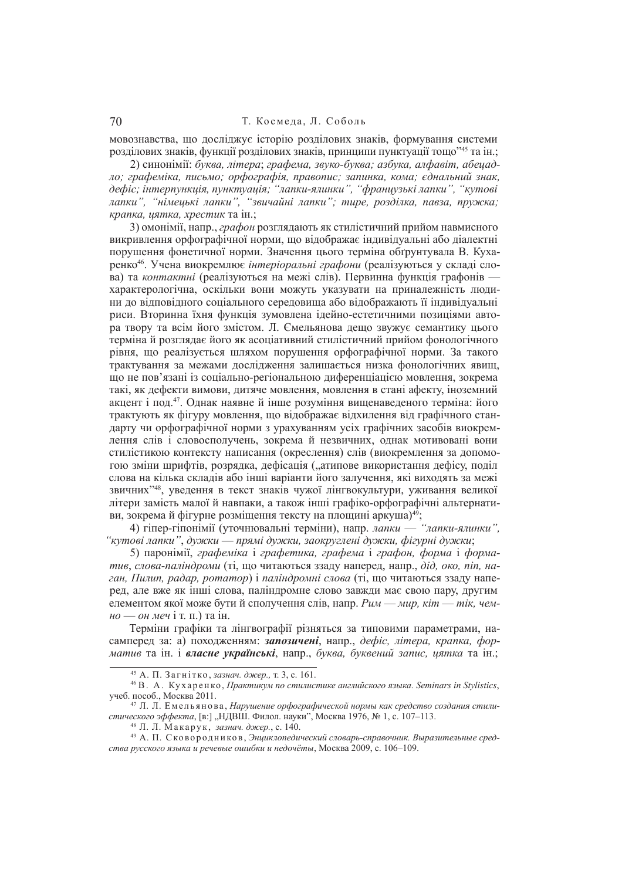мовознавства, що досліджує історію розділових знаків, формування системи розділових знаків, функції розділових знаків, принципи пунктуації тощо”[45] та ін.;

2) синонімії: *буква, літера*; *графема, звуко-буква; азбука, алфавіт, абецадло; графеміка, письмо; орфографія, правопис; запинка, кома; єднальний знак, дефіс; інтерпункція, пунктуація; “лапки-ялинки”, “французькі лапки”, “кутові лапки”, “німецькі лапки”, “звичайні лапки”; тире, розділка, павза, пружка; крапка, цятка, хрестик* та ін.;

3) омонімії, напр., *графон* розглядають як стилістичний прийом навмисного викривлення орфографічної норми, що відображає індивідуальні або діалектні порушення фонетичної норми. Значення цього терміна обґрунтувала В. Кухаренко[46]. Учена виокремлює *інтеріоральні графони* (реалізуються у складі слова) та *контактні* (реалізуються на межі слів). Первинна функція графонів — характерологічна, оскільки вони можуть указувати на приналежність людини до відповідного соціального середовища або відображають її індивідуальні риси. Вторинна їхня функція зумовлена ідейно-естетичними позиціями автора твору та всім його змістом. Л. Ємельянова дещо звужує семантику цього терміна й розглядає його як асоціативний стилістичний прийом фонологічного рівня, що реалізується шляхом порушення орфографічної норми. За такого трактування за межами дослідження залишається низка фонологічних явищ, що не пов’язані із соціально-регіональною диференціацією мовлення, зокрема такі, як дефекти вимови, дитяче мовлення, мовлення в стані афекту, іноземний акцент і под.[47]. Однак наявне й інше розуміння вищенаведеного терміна: його трактують як фігуру мовлення, що відображає відхилення від графічного стандарту чи орфографічної норми з урахуванням усіх графічних засобів виокремлення слів і словосполучень, зокрема й незвичних, однак мотивовані вони стилістикою контексту написання (окреслення) слів (виокремлення за допомогою зміни шрифтів, розрядка, дефісація („атипове використання дефісу, поділ слова на кілька складів або інші варіанти його залучення, які виходять за межі звичних”[48], уведення в текст знаків чужої лінгвокультури, уживання великої літери замість малої й навпаки, а також інші графіко-орфографічні альтернативи, зокрема й фігурне розміщення тексту на площині аркуша)[49];

4) гіпер-гіпонімії (уточнювальні терміни), напр. *лапки — “лапки-ялинки”, “кутові лапки”*, *дужки — прямі дужки, заокруглені дужки, фігурні дужки*;

5) паронімії, *графеміка* і *графетика, графема* і *графон, форма* і *форматив*, *слова-паліндроми* (ті, що читаються ззаду наперед, напр., *дід, око, піп, наган, Пилип, радар, ротатор*) і *паліндромні слова* (ті, що читаються ззаду наперед, але вже як інші слова, паліндромне слово завжди має свою пару, другим елементом якої може бути й сполучення слів, напр. *Рим — мир, кіт — тік, чемно — он меч* і т. п.) та ін.

Терміни графіки та лінгвографії різняться за типовими параметрами, насамперед за: а) походженням: ***запозичені***, напр., *дефіс, літера, крапка, форматив* та ін. і ***власне українські***, напр., *буква, буквений запис, цятка* та ін.;

---

[45] А. П. Загнітко, *зазнач. джер.*, т. 3, с. 161.

[46] В. А. Кухаренко, *Практикум по стилистике английского языка. Seminars in Stylistics*, учеб. пособ., Москва 2011.

[47] Л. Л. Емельянова, *Нарушение орфографической нормы как средство создания стилистического эффекта*, [в:] „НДВШ. Филол. науки”, Москва 1976, № 1, с. 107–113.

[48] Л. Л. Макарук, *зазнач. джер.*, с. 140.

[49] А. П. Сковородников, *Энциклопедический словарь-справочник. Выразительные средства русского языка и речевые ошибки и недочёты*, Москва 2009, с. 106–109.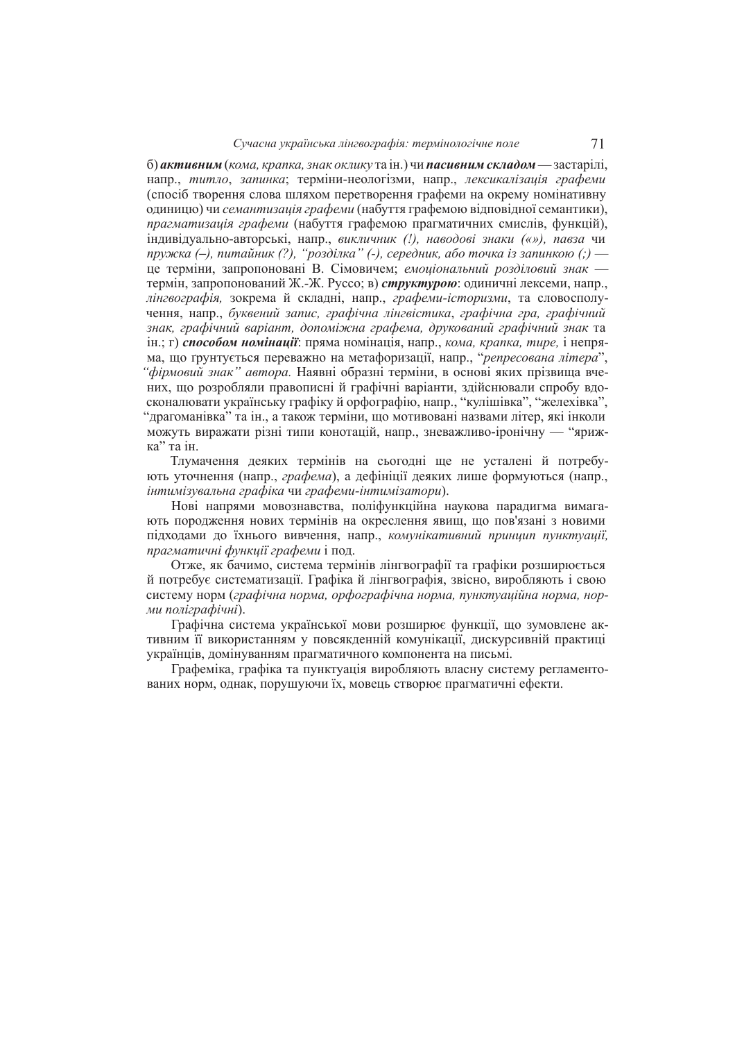б) ***активним*** (*кома, крапка, знак оклику* та ін.) чи ***пасивним складом*** — застарілі, напр., *титло*, *запинка*; терміни-неологізми, напр., *лексикалізація графеми* (спосіб творення слова шляхом перетворення графеми на окрему номінативну одиницю) чи *семантизація графеми* (набуття графемою відповідної семантики), *прагматизація графеми* (набуття графемою прагматичних смислів, функцій), індивідуально-авторські, напр., *викличник (!), наводові знаки («»), павза* чи *пружка (–), питайник (?), "розділка" (-), середник, або точка із запинкою (;)* — це терміни, запропоновані В. Сімовичем; *емоціональний розділовий знак* — термін, запропонований Ж.-Ж. Руссо; в) ***структурою***: одиничні лексеми, напр., *лінгвографія,* зокрема й складні, напр., *графеми-історизми*, та словосполучення, напр., *буквений запис, графічна лінгвістика*, *графічна гра, графічний знак, графічний варіант, допоміжна графема, друкований графічний знак* та ін.; г) ***способом номінації***: пряма номінація, напр., *кома, крапка, тире,* і непряма, що ґрунтується переважно на метафоризації, напр., "*репресована літера*", *"фірмовий знак" автора.* Наявні образні терміни, в основі яких прізвища вчених, що розробляли правописні й графічні варіанти, здійснювали спробу вдосконалювати українську графіку й орфографію, напр., "кулішівка", "желехівка", "драгоманівка" та ін., а також терміни, що мотивовані назвами літер, які інколи можуть виражати різні типи конотацій, напр., зневажливо-іронічну — "ярижка" та ін.

Тлумачення деяких термінів на сьогодні ще не усталені й потребують уточнення (напр., *графема*), а дефініції деяких лише формуються (напр., *інтимізувальна графіка* чи *графеми-інтимізатори*).

Нові напрями мовознавства, поліфункційна наукова парадигма вимагають породження нових термінів на окреслення явищ, що пов'язані з новими підходами до їхнього вивчення, напр., *комунікативний принцип пунктуації, прагматичні функції графеми* і под.

Отже, як бачимо, система термінів лінгвографії та графіки розширюється й потребує систематизації. Графіка й лінгвографія, звісно, виробляють і свою систему норм (*графічна норма, орфографічна норма, пунктуаційна норма, норми поліграфічні*).

Графічна система української мови розширює функції, що зумовлене активним її використанням у повсякденній комунікації, дискурсивній практиці українців, домінуванням прагматичного компонента на письмі.

Графеміка, графіка та пунктуація виробляють власну систему регламентованих норм, однак, порушуючи їх, мовець створює прагматичні ефекти.